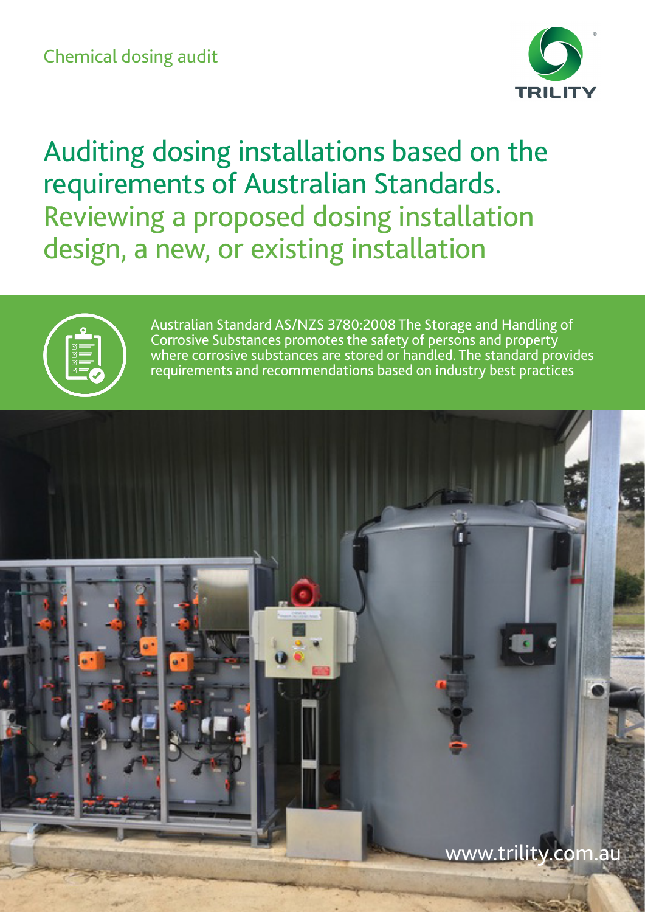Chemical dosing audit

# Auditing dosing installations based on the requirements of Australian Standards. Reviewing a proposed dosing installation design, a new, or existing installation

Australian Standard AS/NZS 3780:2008 The Storage and Handling of Corrosive Substances promotes the safety of persons and property where corrosive substances are stored or handled. The standard provides requirements and recommendations based on industry best practices

www.trility.com.au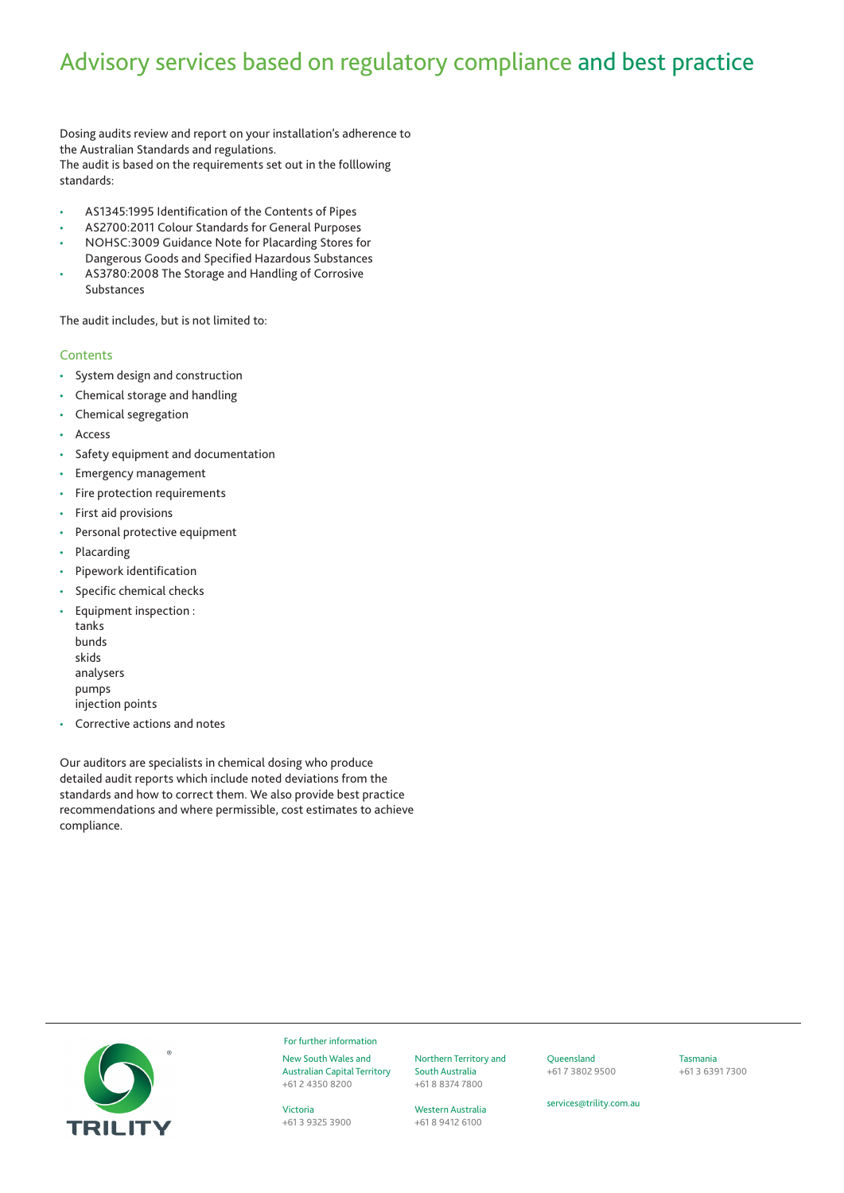# Advisory services based on regulatory compliance and best practice

Dosing audits review and report on your installation's adherence to the Australian Standards and regulations.
The audit is based on the requirements set out in the folllowing standards:

- AS1345:1995 Identification of the Contents of Pipes
- AS2700:2011 Colour Standards for General Purposes
- NOHSC:3009 Guidance Note for Placarding Stores for Dangerous Goods and Specified Hazardous Substances
- AS3780:2008 The Storage and Handling of Corrosive Substances

The audit includes, but is not limited to:

## Contents

- System design and construction
- Chemical storage and handling
- Chemical segregation
- Access
- Safety equipment and documentation
- Emergency management
- Fire protection requirements
- First aid provisions
- Personal protective equipment
- Placarding
- Pipework identification
- Specific chemical checks
- Equipment inspection :
  tanks
  bunds
  skids
  analysers
  pumps
  injection points
- Corrective actions and notes

Our auditors are specialists in chemical dosing who produce detailed audit reports which include noted deviations from the standards and how to correct them. We also provide best practice recommendations and where permissible, cost estimates to achieve compliance.

TRILITY®

For further information

New South Wales and Australian Capital Territory
+61 2 4350 8200

Victoria
+61 3 9325 3900

Northern Territory and South Australia
+61 8 8374 7800

Western Australia
+61 8 9412 6100

Queensland
+61 7 3802 9500

services@trility.com.au

Tasmania
+61 3 6391 7300